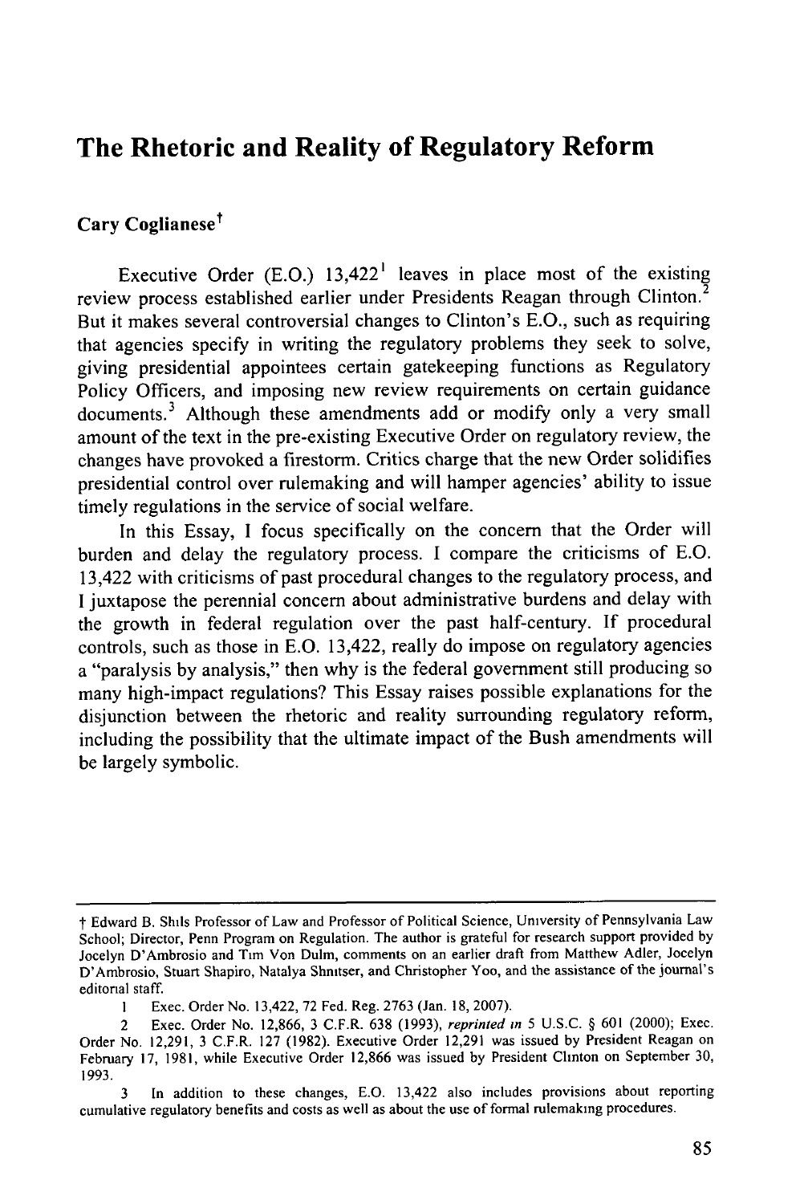# The Rhetoric and Reality of Regulatory Reform

**Cary Coglianese†**

Executive Order (E.O.) 13,422[1] leaves in place most of the existing review process established earlier under Presidents Reagan through Clinton.[2] But it makes several controversial changes to Clinton's E.O., such as requiring that agencies specify in writing the regulatory problems they seek to solve, giving presidential appointees certain gatekeeping functions as Regulatory Policy Officers, and imposing new review requirements on certain guidance documents.[3] Although these amendments add or modify only a very small amount of the text in the pre-existing Executive Order on regulatory review, the changes have provoked a firestorm. Critics charge that the new Order solidifies presidential control over rulemaking and will hamper agencies' ability to issue timely regulations in the service of social welfare.

In this Essay, I focus specifically on the concern that the Order will burden and delay the regulatory process. I compare the criticisms of E.O. 13,422 with criticisms of past procedural changes to the regulatory process, and I juxtapose the perennial concern about administrative burdens and delay with the growth in federal regulation over the past half-century. If procedural controls, such as those in E.O. 13,422, really do impose on regulatory agencies a "paralysis by analysis," then why is the federal government still producing so many high-impact regulations? This Essay raises possible explanations for the disjunction between the rhetoric and reality surrounding regulatory reform, including the possibility that the ultimate impact of the Bush amendments will be largely symbolic.

---

† Edward B. Shils Professor of Law and Professor of Political Science, University of Pennsylvania Law School; Director, Penn Program on Regulation. The author is grateful for research support provided by Jocelyn D'Ambrosio and Tim Von Dulm, comments on an earlier draft from Matthew Adler, Jocelyn D'Ambrosio, Stuart Shapiro, Natalya Shnitser, and Christopher Yoo, and the assistance of the journal's editorial staff.

1 Exec. Order No. 13,422, 72 Fed. Reg. 2763 (Jan. 18, 2007).

2 Exec. Order No. 12,866, 3 C.F.R. 638 (1993), *reprinted in* 5 U.S.C. § 601 (2000); Exec. Order No. 12,291, 3 C.F.R. 127 (1982). Executive Order 12,291 was issued by President Reagan on February 17, 1981, while Executive Order 12,866 was issued by President Clinton on September 30, 1993.

3 In addition to these changes, E.O. 13,422 also includes provisions about reporting cumulative regulatory benefits and costs as well as about the use of formal rulemaking procedures.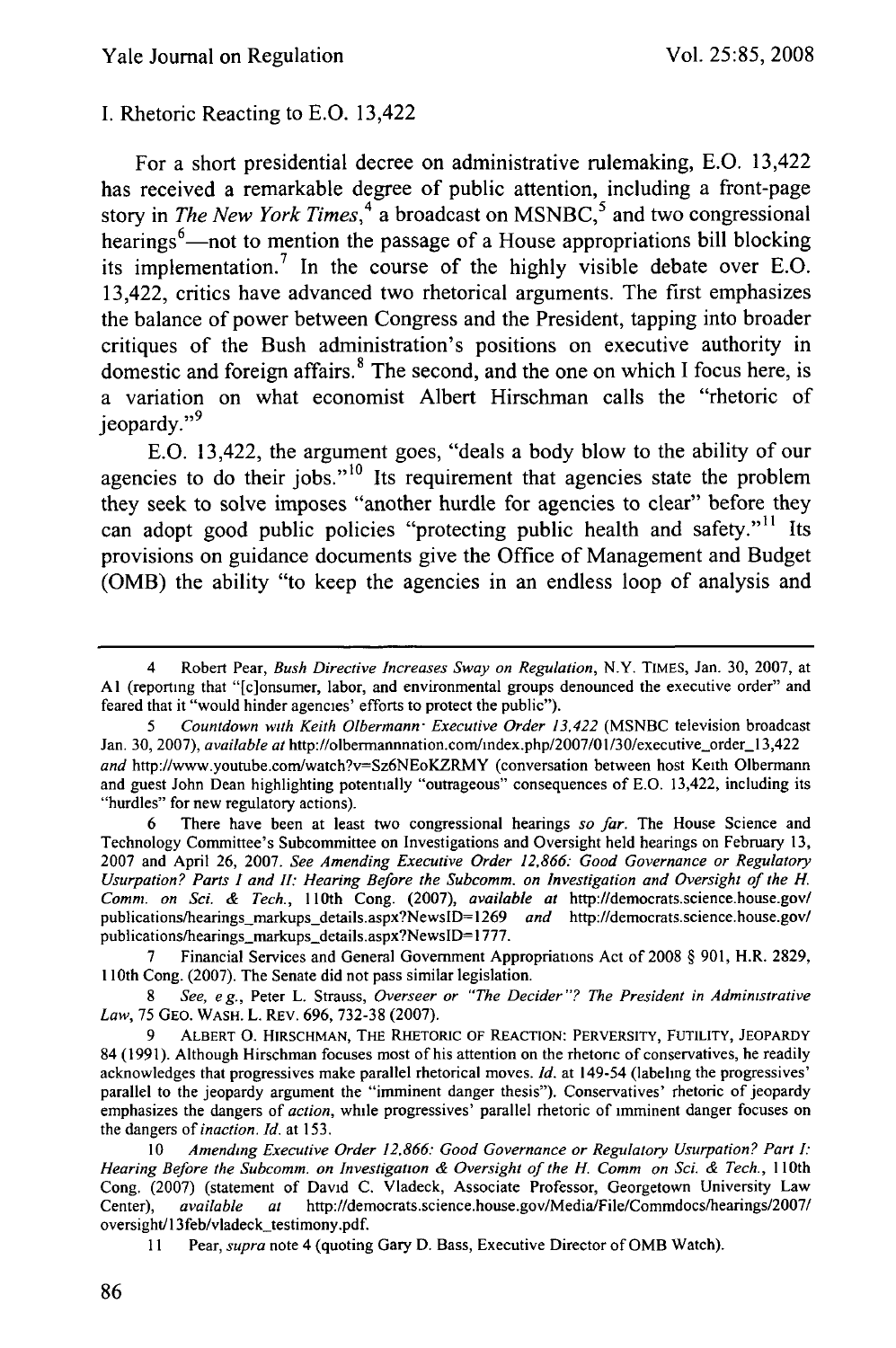## I. Rhetoric Reacting to E.O. 13,422

For a short presidential decree on administrative rulemaking, E.O. 13,422 has received a remarkable degree of public attention, including a front-page story in *The New York Times*,[4] a broadcast on MSNBC,[5] and two congressional hearings[6]—not to mention the passage of a House appropriations bill blocking its implementation.[7] In the course of the highly visible debate over E.O. 13,422, critics have advanced two rhetorical arguments. The first emphasizes the balance of power between Congress and the President, tapping into broader critiques of the Bush administration's positions on executive authority in domestic and foreign affairs.[8] The second, and the one on which I focus here, is a variation on what economist Albert Hirschman calls the "rhetoric of jeopardy."[9]

E.O. 13,422, the argument goes, "deals a body blow to the ability of our agencies to do their jobs."[10] Its requirement that agencies state the problem they seek to solve imposes "another hurdle for agencies to clear" before they can adopt good public policies "protecting public health and safety."[11] Its provisions on guidance documents give the Office of Management and Budget (OMB) the ability "to keep the agencies in an endless loop of analysis and

---

4 Robert Pear, *Bush Directive Increases Sway on Regulation*, N.Y. TIMES, Jan. 30, 2007, at A1 (reporting that "[c]onsumer, labor, and environmental groups denounced the executive order" and feared that it "would hinder agencies' efforts to protect the public").

5 *Countdown with Keith Olbermann: Executive Order 13,422* (MSNBC television broadcast Jan. 30, 2007), *available at* http://olbermannnation.com/index.php/2007/01/30/executive_order_13,422 *and* http://www.youtube.com/watch?v=Sz6NEoKZRMY (conversation between host Keith Olbermann and guest John Dean highlighting potentially "outrageous" consequences of E.O. 13,422, including its "hurdles" for new regulatory actions).

6 There have been at least two congressional hearings *so far*. The House Science and Technology Committee's Subcommittee on Investigations and Oversight held hearings on February 13, 2007 and April 26, 2007. *See Amending Executive Order 12,866: Good Governance or Regulatory Usurpation? Parts I and II: Hearing Before the Subcomm. on Investigation and Oversight of the H. Comm. on Sci. & Tech.*, 110th Cong. (2007), *available at* http://democrats.science.house.gov/publications/hearings_markups_details.aspx?NewsID=1269 *and* http://democrats.science.house.gov/publications/hearings_markups_details.aspx?NewsID=1777.

7 Financial Services and General Government Appropriations Act of 2008 § 901, H.R. 2829, 110th Cong. (2007). The Senate did not pass similar legislation.

8 *See, e.g.*, Peter L. Strauss, *Overseer or "The Decider"? The President in Administrative Law*, 75 GEO. WASH. L. REV. 696, 732-38 (2007).

9 ALBERT O. HIRSCHMAN, THE RHETORIC OF REACTION: PERVERSITY, FUTILITY, JEOPARDY 84 (1991). Although Hirschman focuses most of his attention on the rhetoric of conservatives, he readily acknowledges that progressives make parallel rhetorical moves. *Id.* at 149-54 (labeling the progressives' parallel to the jeopardy argument the "imminent danger thesis"). Conservatives' rhetoric of jeopardy emphasizes the dangers of *action*, while progressives' parallel rhetoric of imminent danger focuses on the dangers of *inaction*. *Id.* at 153.

10 *Amending Executive Order 12,866: Good Governance or Regulatory Usurpation? Part I: Hearing Before the Subcomm. on Investigation & Oversight of the H. Comm on Sci. & Tech.*, 110th Cong. (2007) (statement of David C. Vladeck, Associate Professor, Georgetown University Law Center), *available at* http://democrats.science.house.gov/Media/File/Commdocs/hearings/2007/oversight/13feb/vladeck_testimony.pdf.

11 Pear, *supra* note 4 (quoting Gary D. Bass, Executive Director of OMB Watch).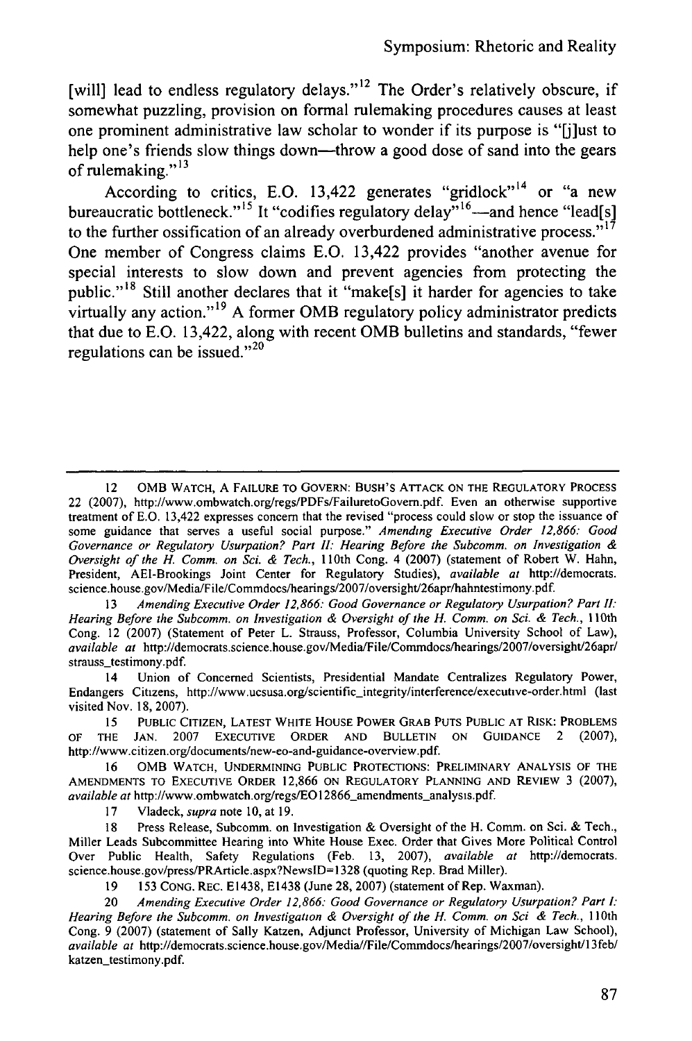[will] lead to endless regulatory delays."[12] The Order's relatively obscure, if somewhat puzzling, provision on formal rulemaking procedures causes at least one prominent administrative law scholar to wonder if its purpose is "[j]ust to help one's friends slow things down—throw a good dose of sand into the gears of rulemaking."[13]

According to critics, E.O. 13,422 generates "gridlock"[14] or "a new bureaucratic bottleneck."[15] It "codifies regulatory delay"[16]—and hence "lead[s] to the further ossification of an already overburdened administrative process."[17] One member of Congress claims E.O. 13,422 provides "another avenue for special interests to slow down and prevent agencies from protecting the public."[18] Still another declares that it "make[s] it harder for agencies to take virtually any action."[19] A former OMB regulatory policy administrator predicts that due to E.O. 13,422, along with recent OMB bulletins and standards, "fewer regulations can be issued."[20]

---

12 OMB WATCH, A FAILURE TO GOVERN: BUSH'S ATTACK ON THE REGULATORY PROCESS 22 (2007), http://www.ombwatch.org/regs/PDFs/FailuretoGovern.pdf. Even an otherwise supportive treatment of E.O. 13,422 expresses concern that the revised "process could slow or stop the issuance of some guidance that serves a useful social purpose." *Amending Executive Order 12,866: Good Governance or Regulatory Usurpation? Part II: Hearing Before the Subcomm. on Investigation & Oversight of the H. Comm. on Sci. & Tech.*, 110th Cong. 4 (2007) (statement of Robert W. Hahn, President, AEI-Brookings Joint Center for Regulatory Studies), *available at* http://democrats.science.house.gov/Media/File/Commdocs/hearings/2007/oversight/26apr/hahntestimony.pdf.

13 *Amending Executive Order 12,866: Good Governance or Regulatory Usurpation? Part II: Hearing Before the Subcomm. on Investigation & Oversight of the H. Comm. on Sci. & Tech.*, 110th Cong. 12 (2007) (Statement of Peter L. Strauss, Professor, Columbia University School of Law), *available at* http://democrats.science.house.gov/Media/File/Commdocs/hearings/2007/oversight/26apr/strauss_testimony.pdf.

14 Union of Concerned Scientists, Presidential Mandate Centralizes Regulatory Power, Endangers Citizens, http://www.ucsusa.org/scientific_integrity/interference/executive-order.html (last visited Nov. 18, 2007).

15 PUBLIC CITIZEN, LATEST WHITE HOUSE POWER GRAB PUTS PUBLIC AT RISK: PROBLEMS OF THE JAN. 2007 EXECUTIVE ORDER AND BULLETIN ON GUIDANCE 2 (2007), http://www.citizen.org/documents/new-eo-and-guidance-overview.pdf.

16 OMB WATCH, UNDERMINING PUBLIC PROTECTIONS: PRELIMINARY ANALYSIS OF THE AMENDMENTS TO EXECUTIVE ORDER 12,866 ON REGULATORY PLANNING AND REVIEW 3 (2007), *available at* http://www.ombwatch.org/regs/EO12866_amendments_analysis.pdf.

17 Vladeck, *supra* note 10, at 19.

18 Press Release, Subcomm. on Investigation & Oversight of the H. Comm. on Sci. & Tech., Miller Leads Subcommittee Hearing into White House Exec. Order that Gives More Political Control Over Public Health, Safety Regulations (Feb. 13, 2007), *available at* http://democrats.science.house.gov/press/PRArticle.aspx?NewsID=1328 (quoting Rep. Brad Miller).

19 153 CONG. REC. E1438, E1438 (June 28, 2007) (statement of Rep. Waxman).

20 *Amending Executive Order 12,866: Good Governance or Regulatory Usurpation? Part I: Hearing Before the Subcomm. on Investigation & Oversight of the H. Comm. on Sci & Tech.*, 110th Cong. 9 (2007) (statement of Sally Katzen, Adjunct Professor, University of Michigan Law School), *available at* http://democrats.science.house.gov/Media//File/Commdocs/hearings/2007/oversight/13feb/katzen_testimony.pdf.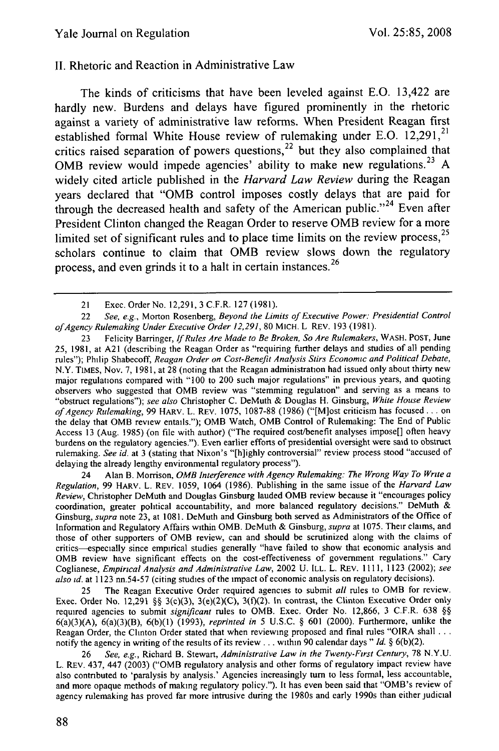## II. Rhetoric and Reaction in Administrative Law

The kinds of criticisms that have been leveled against E.O. 13,422 are hardly new. Burdens and delays have figured prominently in the rhetoric against a variety of administrative law reforms. When President Reagan first established formal White House review of rulemaking under E.O. 12,291,[21] critics raised separation of powers questions,[22] but they also complained that OMB review would impede agencies' ability to make new regulations.[23] A widely cited article published in the *Harvard Law Review* during the Reagan years declared that "OMB control imposes costly delays that are paid for through the decreased health and safety of the American public."[24] Even after President Clinton changed the Reagan Order to reserve OMB review for a more limited set of significant rules and to place time limits on the review process,[25] scholars continue to claim that OMB review slows down the regulatory process, and even grinds it to a halt in certain instances.[26]

---

21 Exec. Order No. 12,291, 3 C.F.R. 127 (1981).

22 *See, e.g.*, Morton Rosenberg, *Beyond the Limits of Executive Power: Presidential Control of Agency Rulemaking Under Executive Order 12,291*, 80 MICH. L REV. 193 (1981).

23 Felicity Barringer, *If Rules Are Made to Be Broken, So Are Rulemakers*, WASH. POST, June 25, 1981, at A21 (describing the Reagan Order as "requiring further delays and studies of all pending rules"); Philip Shabecoff, *Reagan Order on Cost-Benefit Analysis Stirs Economic and Political Debate*, N.Y. TIMES, Nov. 7, 1981, at 28 (noting that the Reagan administration had issued only about thirty new major regulations compared with "100 to 200 such major regulations" in previous years, and quoting observers who suggested that OMB review was "stemming regulation" and serving as a means to "obstruct regulations"); *see also* Christopher C. DeMuth & Douglas H. Ginsburg, *White House Review of Agency Rulemaking*, 99 HARV. L. REV. 1075, 1087-88 (1986) ("[M]ost criticism has focused . . . on the delay that OMB review entails."); OMB Watch, OMB Control of Rulemaking: The End of Public Access 13 (Aug. 1985) (on file with author) ("The required cost/benefit analyses impose[] often heavy burdens on the regulatory agencies."). Even earlier efforts of presidential oversight were said to obstruct rulemaking. *See id.* at 3 (stating that Nixon's "[h]ighly controversial" review process stood "accused of delaying the already lengthy environmental regulatory process").

24 Alan B. Morrison, *OMB Interference with Agency Rulemaking: The Wrong Way To Write a Regulation*, 99 HARV. L. REV. 1059, 1064 (1986). Publishing in the same issue of the *Harvard Law Review*, Christopher DeMuth and Douglas Ginsburg lauded OMB review because it "encourages policy coordination, greater political accountability, and more balanced regulatory decisions." DeMuth & Ginsburg, *supra* note 23, at 1081. DeMuth and Ginsburg both served as Administrators of the Office of Information and Regulatory Affairs within OMB. DeMuth & Ginsburg, *supra* at 1075. Their claims, and those of other supporters of OMB review, can and should be scrutinized along with the claims of critics—especially since empirical studies generally "have failed to show that economic analysis and OMB review have significant effects on the cost-effectiveness of government regulations." Cary Coglianese, *Empirical Analysis and Administrative Law*, 2002 U. ILL. L. REV. 1111, 1123 (2002); *see also id.* at 1123 nn.54-57 (citing studies of the impact of economic analysis on regulatory decisions).

25 The Reagan Executive Order required agencies to submit *all* rules to OMB for review. Exec. Order No. 12,291 §§ 3(c)(3), 3(e)(2)(C), 3(f)(2). In contrast, the Clinton Executive Order only required agencies to submit *significant* rules to OMB. Exec. Order No. 12,866, 3 C.F.R. 638 §§ 6(a)(3)(A), 6(a)(3)(B), 6(b)(1) (1993), *reprinted in* 5 U.S.C. § 601 (2000). Furthermore, unlike the Reagan Order, the Clinton Order stated that when reviewing proposed and final rules "OIRA shall . . . notify the agency in writing of the results of its review . . . within 90 calendar days " *Id.* § 6(b)(2).

26 *See, e.g.*, Richard B. Stewart, *Administrative Law in the Twenty-First Century*, 78 N.Y.U. L. REV. 437, 447 (2003) ("OMB regulatory analysis and other forms of regulatory impact review have also contributed to 'paralysis by analysis.' Agencies increasingly turn to less formal, less accountable, and more opaque methods of making regulatory policy."). It has even been said that "OMB's review of agency rulemaking has proved far more intrusive during the 1980s and early 1990s than either judicial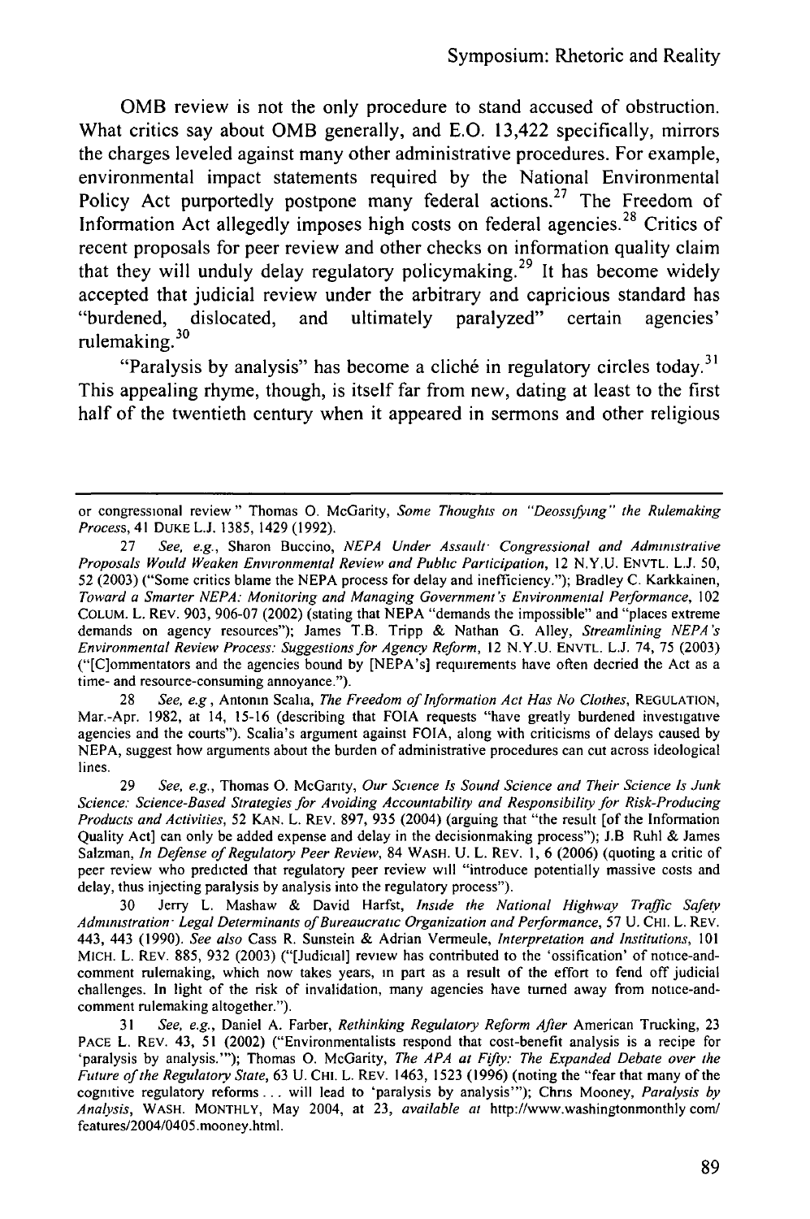OMB review is not the only procedure to stand accused of obstruction. What critics say about OMB generally, and E.O. 13,422 specifically, mirrors the charges leveled against many other administrative procedures. For example, environmental impact statements required by the National Environmental Policy Act purportedly postpone many federal actions.[27] The Freedom of Information Act allegedly imposes high costs on federal agencies.[28] Critics of recent proposals for peer review and other checks on information quality claim that they will unduly delay regulatory policymaking.[29] It has become widely accepted that judicial review under the arbitrary and capricious standard has "burdened, dislocated, and ultimately paralyzed" certain agencies' rulemaking.[30]

"Paralysis by analysis" has become a cliché in regulatory circles today.[31] This appealing rhyme, though, is itself far from new, dating at least to the first half of the twentieth century when it appeared in sermons and other religious

---

or congressional review" Thomas O. McGarity, *Some Thoughts on "Deossifying" the Rulemaking Process*, 41 DUKE L.J. 1385, 1429 (1992).

27 *See, e.g.*, Sharon Buccino, *NEPA Under Assault: Congressional and Administrative Proposals Would Weaken Environmental Review and Public Participation*, 12 N.Y.U. ENVTL. L.J. 50, 52 (2003) ("Some critics blame the NEPA process for delay and inefficiency."); Bradley C. Karkkainen, *Toward a Smarter NEPA: Monitoring and Managing Government's Environmental Performance*, 102 COLUM. L. REV. 903, 906-07 (2002) (stating that NEPA "demands the impossible" and "places extreme demands on agency resources"); James T.B. Tripp & Nathan G. Alley, *Streamlining NEPA's Environmental Review Process: Suggestions for Agency Reform*, 12 N.Y.U. ENVTL. L.J. 74, 75 (2003) ("[C]ommentators and the agencies bound by [NEPA's] requirements have often decried the Act as a time- and resource-consuming annoyance.").

28 *See, e.g.*, Antonin Scalia, *The Freedom of Information Act Has No Clothes*, REGULATION, Mar.-Apr. 1982, at 14, 15-16 (describing that FOIA requests "have greatly burdened investigative agencies and the courts"). Scalia's argument against FOIA, along with criticisms of delays caused by NEPA, suggest how arguments about the burden of administrative procedures can cut across ideological lines.

29 *See, e.g.*, Thomas O. McGarity, *Our Science Is Sound Science and Their Science Is Junk Science: Science-Based Strategies for Avoiding Accountability and Responsibility for Risk-Producing Products and Activities*, 52 KAN. L. REV. 897, 935 (2004) (arguing that "the result [of the Information Quality Act] can only be added expense and delay in the decisionmaking process"); J.B Ruhl & James Salzman, *In Defense of Regulatory Peer Review*, 84 WASH. U. L. REV. 1, 6 (2006) (quoting a critic of peer review who predicted that regulatory peer review will "introduce potentially massive costs and delay, thus injecting paralysis by analysis into the regulatory process").

30 Jerry L. Mashaw & David Harfst, *Inside the National Highway Traffic Safety Administration: Legal Determinants of Bureaucratic Organization and Performance*, 57 U. CHI. L. REV. 443, 443 (1990). *See also* Cass R. Sunstein & Adrian Vermeule, *Interpretation and Institutions*, 101 MICH. L. REV. 885, 932 (2003) ("[Judicial] review has contributed to the 'ossification' of notice-and-comment rulemaking, which now takes years, in part as a result of the effort to fend off judicial challenges. In light of the risk of invalidation, many agencies have turned away from notice-and-comment rulemaking altogether.").

31 *See, e.g.*, Daniel A. Farber, *Rethinking Regulatory Reform After* American Trucking, 23 PACE L. REV. 43, 51 (2002) ("Environmentalists respond that cost-benefit analysis is a recipe for 'paralysis by analysis.'"); Thomas O. McGarity, *The APA at Fifty: The Expanded Debate over the Future of the Regulatory State*, 63 U. CHI. L. REV. 1463, 1523 (1996) (noting the "fear that many of the cognitive regulatory reforms . . . will lead to 'paralysis by analysis'"); Chris Mooney, *Paralysis by Analysis*, WASH. MONTHLY, May 2004, at 23, *available at* http://www.washingtonmonthly.com/features/2004/0405.mooney.html.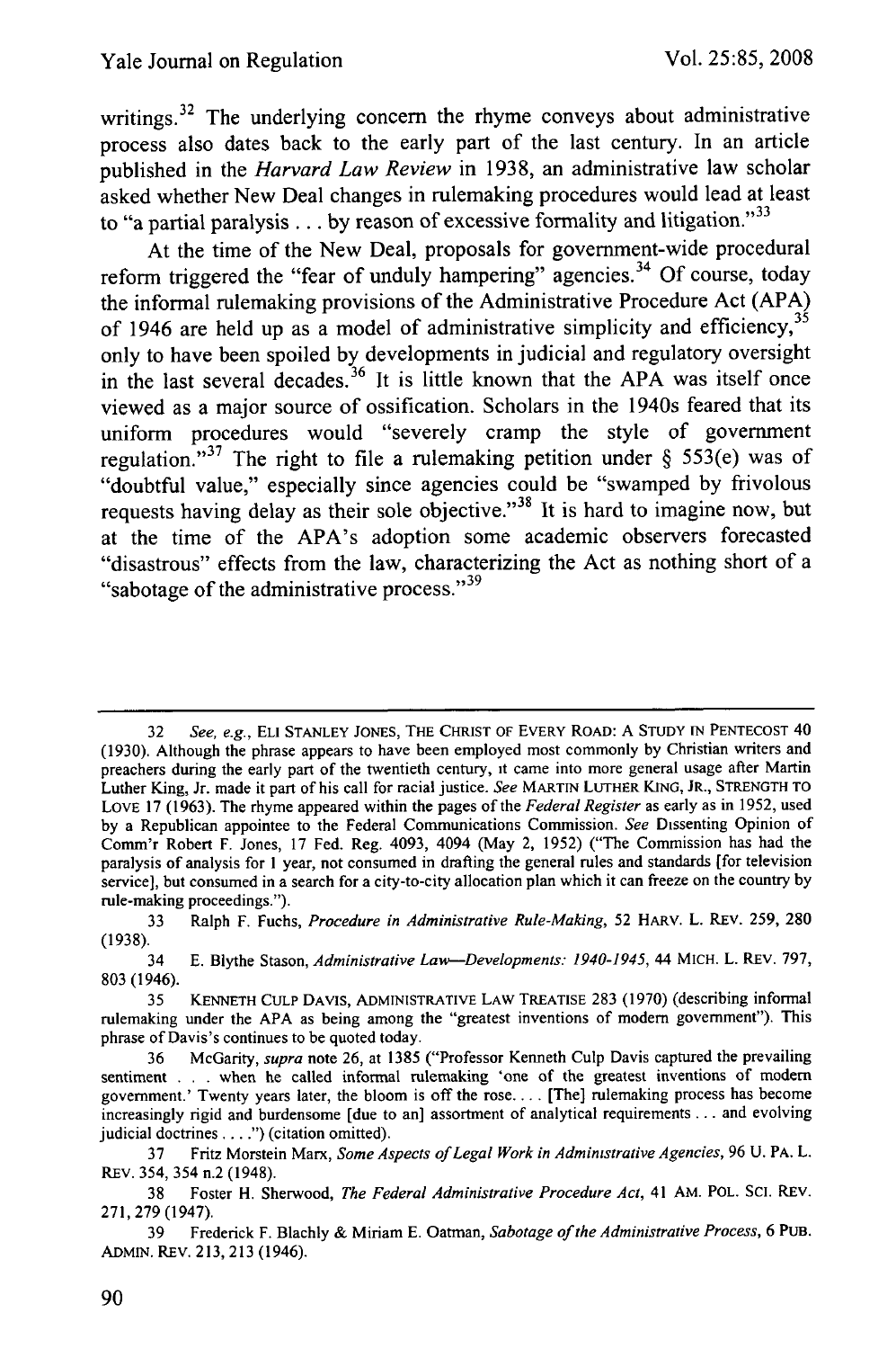writings.[32] The underlying concern the rhyme conveys about administrative process also dates back to the early part of the last century. In an article published in the *Harvard Law Review* in 1938, an administrative law scholar asked whether New Deal changes in rulemaking procedures would lead at least to "a partial paralysis . . . by reason of excessive formality and litigation."[33]

At the time of the New Deal, proposals for government-wide procedural reform triggered the "fear of unduly hampering" agencies.[34] Of course, today the informal rulemaking provisions of the Administrative Procedure Act (APA) of 1946 are held up as a model of administrative simplicity and efficiency,[35] only to have been spoiled by developments in judicial and regulatory oversight in the last several decades.[36] It is little known that the APA was itself once viewed as a major source of ossification. Scholars in the 1940s feared that its uniform procedures would "severely cramp the style of government regulation."[37] The right to file a rulemaking petition under § 553(e) was of "doubtful value," especially since agencies could be "swamped by frivolous requests having delay as their sole objective."[38] It is hard to imagine now, but at the time of the APA's adoption some academic observers forecasted "disastrous" effects from the law, characterizing the Act as nothing short of a "sabotage of the administrative process."[39]

---

32 *See, e.g.*, ELI STANLEY JONES, THE CHRIST OF EVERY ROAD: A STUDY IN PENTECOST 40 (1930). Although the phrase appears to have been employed most commonly by Christian writers and preachers during the early part of the twentieth century, it came into more general usage after Martin Luther King, Jr. made it part of his call for racial justice. *See* MARTIN LUTHER KING, JR., STRENGTH TO LOVE 17 (1963). The rhyme appeared within the pages of the *Federal Register* as early as in 1952, used by a Republican appointee to the Federal Communications Commission. *See* Dissenting Opinion of Comm'r Robert F. Jones, 17 Fed. Reg. 4093, 4094 (May 2, 1952) ("The Commission has had the paralysis of analysis for 1 year, not consumed in drafting the general rules and standards [for television service], but consumed in a search for a city-to-city allocation plan which it can freeze on the country by rule-making proceedings.").

33 Ralph F. Fuchs, *Procedure in Administrative Rule-Making*, 52 HARV. L. REV. 259, 280 (1938).

34 E. Blythe Stason, *Administrative Law—Developments: 1940-1945*, 44 MICH. L. REV. 797, 803 (1946).

35 KENNETH CULP DAVIS, ADMINISTRATIVE LAW TREATISE 283 (1970) (describing informal rulemaking under the APA as being among the "greatest inventions of modern government"). This phrase of Davis's continues to be quoted today.

36 McGarity, *supra* note 26, at 1385 ("Professor Kenneth Culp Davis captured the prevailing sentiment . . . when he called informal rulemaking 'one of the greatest inventions of modern government.' Twenty years later, the bloom is off the rose. . . . [The] rulemaking process has become increasingly rigid and burdensome [due to an] assortment of analytical requirements . . . and evolving judicial doctrines . . . .") (citation omitted).

37 Fritz Morstein Marx, *Some Aspects of Legal Work in Administrative Agencies*, 96 U. PA. L. REV. 354, 354 n.2 (1948).

38 Foster H. Sherwood, *The Federal Administrative Procedure Act*, 41 AM. POL. SCI. REV. 271, 279 (1947).

39 Frederick F. Blachly & Miriam E. Oatman, *Sabotage of the Administrative Process*, 6 PUB. ADMIN. REV. 213, 213 (1946).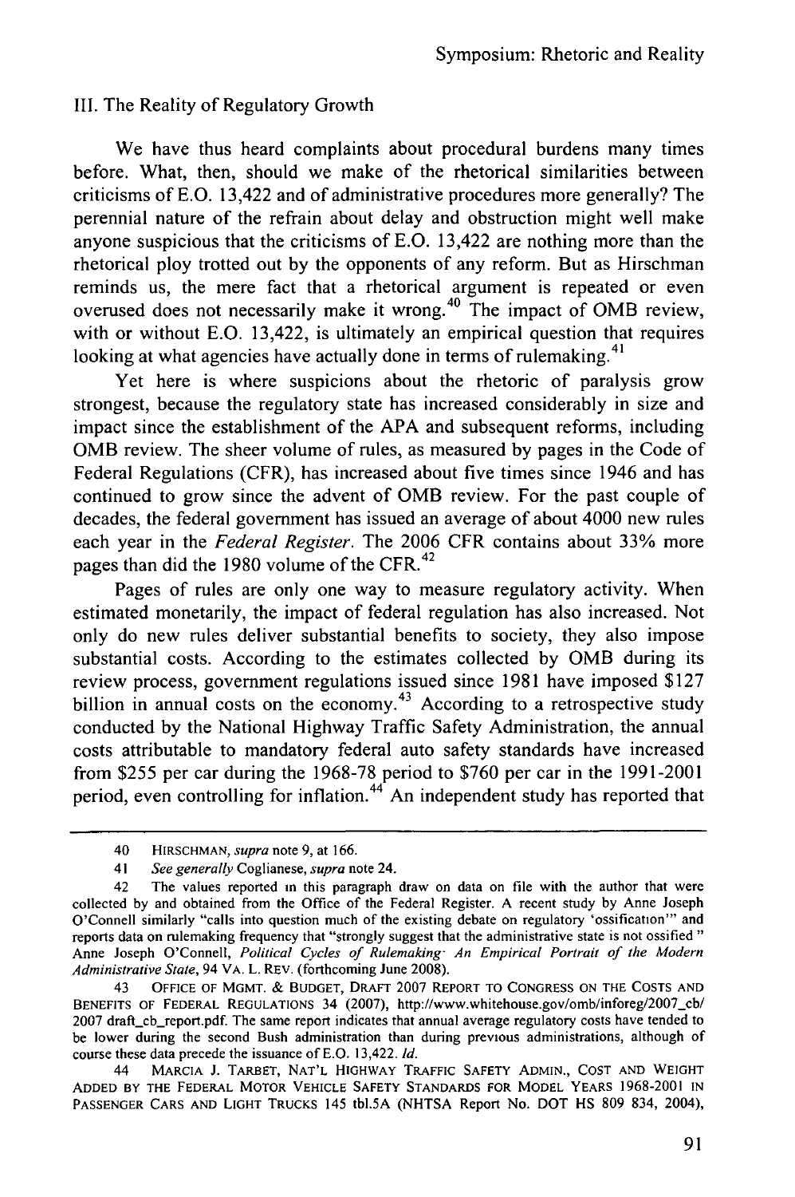## III. The Reality of Regulatory Growth

We have thus heard complaints about procedural burdens many times before. What, then, should we make of the rhetorical similarities between criticisms of E.O. 13,422 and of administrative procedures more generally? The perennial nature of the refrain about delay and obstruction might well make anyone suspicious that the criticisms of E.O. 13,422 are nothing more than the rhetorical ploy trotted out by the opponents of any reform. But as Hirschman reminds us, the mere fact that a rhetorical argument is repeated or even overused does not necessarily make it wrong.[40] The impact of OMB review, with or without E.O. 13,422, is ultimately an empirical question that requires looking at what agencies have actually done in terms of rulemaking.[41]

Yet here is where suspicions about the rhetoric of paralysis grow strongest, because the regulatory state has increased considerably in size and impact since the establishment of the APA and subsequent reforms, including OMB review. The sheer volume of rules, as measured by pages in the Code of Federal Regulations (CFR), has increased about five times since 1946 and has continued to grow since the advent of OMB review. For the past couple of decades, the federal government has issued an average of about 4000 new rules each year in the *Federal Register*. The 2006 CFR contains about 33% more pages than did the 1980 volume of the CFR.[42]

Pages of rules are only one way to measure regulatory activity. When estimated monetarily, the impact of federal regulation has also increased. Not only do new rules deliver substantial benefits to society, they also impose substantial costs. According to the estimates collected by OMB during its review process, government regulations issued since 1981 have imposed $127 billion in annual costs on the economy.[43] According to a retrospective study conducted by the National Highway Traffic Safety Administration, the annual costs attributable to mandatory federal auto safety standards have increased from $255 per car during the 1968-78 period to $760 per car in the 1991-2001 period, even controlling for inflation.[44] An independent study has reported that

---

40 HIRSCHMAN, *supra* note 9, at 166.

41 *See generally* Coglianese, *supra* note 24.

42 The values reported in this paragraph draw on data on file with the author that were collected by and obtained from the Office of the Federal Register. A recent study by Anne Joseph O'Connell similarly "calls into question much of the existing debate on regulatory 'ossification'" and reports data on rulemaking frequency that "strongly suggest that the administrative state is not ossified." Anne Joseph O'Connell, *Political Cycles of Rulemaking: An Empirical Portrait of the Modern Administrative State*, 94 VA. L. REV. (forthcoming June 2008).

43 OFFICE OF MGMT. & BUDGET, DRAFT 2007 REPORT TO CONGRESS ON THE COSTS AND BENEFITS OF FEDERAL REGULATIONS 34 (2007), http://www.whitehouse.gov/omb/inforeg/2007_cb/2007 draft_cb_report.pdf. The same report indicates that annual average regulatory costs have tended to be lower during the second Bush administration than during previous administrations, although of course these data precede the issuance of E.O. 13,422. *Id.*

44 MARCIA J. TARBET, NAT'L HIGHWAY TRAFFIC SAFETY ADMIN., COST AND WEIGHT ADDED BY THE FEDERAL MOTOR VEHICLE SAFETY STANDARDS FOR MODEL YEARS 1968-2001 IN PASSENGER CARS AND LIGHT TRUCKS 145 tbl.5A (NHTSA Report No. DOT HS 809 834, 2004),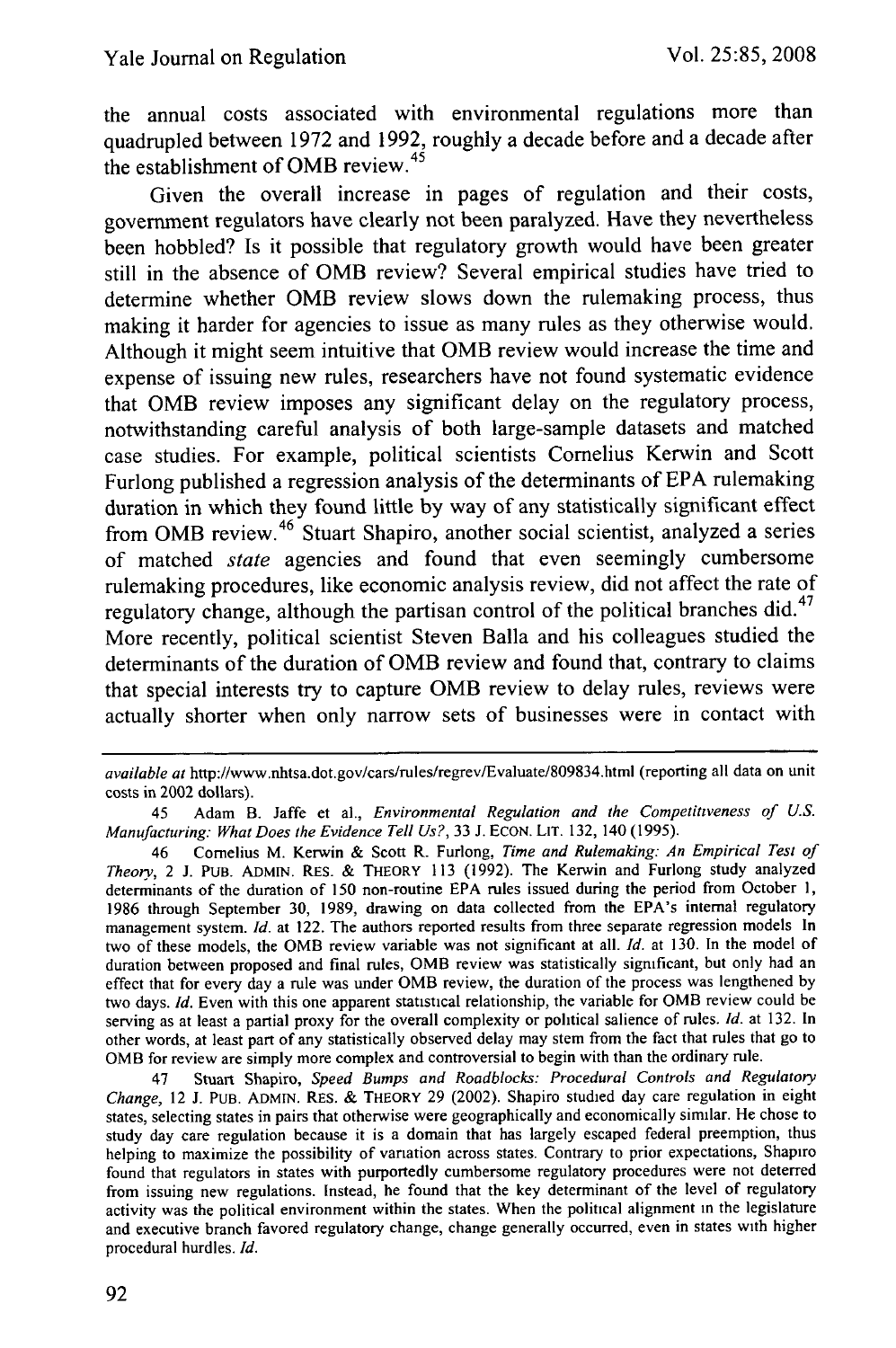the annual costs associated with environmental regulations more than quadrupled between 1972 and 1992, roughly a decade before and a decade after the establishment of OMB review.[45]

Given the overall increase in pages of regulation and their costs, government regulators have clearly not been paralyzed. Have they nevertheless been hobbled? Is it possible that regulatory growth would have been greater still in the absence of OMB review? Several empirical studies have tried to determine whether OMB review slows down the rulemaking process, thus making it harder for agencies to issue as many rules as they otherwise would. Although it might seem intuitive that OMB review would increase the time and expense of issuing new rules, researchers have not found systematic evidence that OMB review imposes any significant delay on the regulatory process, notwithstanding careful analysis of both large-sample datasets and matched case studies. For example, political scientists Cornelius Kerwin and Scott Furlong published a regression analysis of the determinants of EPA rulemaking duration in which they found little by way of any statistically significant effect from OMB review.[46] Stuart Shapiro, another social scientist, analyzed a series of matched *state* agencies and found that even seemingly cumbersome rulemaking procedures, like economic analysis review, did not affect the rate of regulatory change, although the partisan control of the political branches did.[47] More recently, political scientist Steven Balla and his colleagues studied the determinants of the duration of OMB review and found that, contrary to claims that special interests try to capture OMB review to delay rules, reviews were actually shorter when only narrow sets of businesses were in contact with

---

*available at* http://www.nhtsa.dot.gov/cars/rules/regrev/Evaluate/809834.html (reporting all data on unit costs in 2002 dollars).

45 Adam B. Jaffe et al., *Environmental Regulation and the Competitiveness of U.S. Manufacturing: What Does the Evidence Tell Us?*, 33 J. ECON. LIT. 132, 140 (1995).

46 Cornelius M. Kerwin & Scott R. Furlong, *Time and Rulemaking: An Empirical Test of Theory*, 2 J. PUB. ADMIN. RES. & THEORY 113 (1992). The Kerwin and Furlong study analyzed determinants of the duration of 150 non-routine EPA rules issued during the period from October 1, 1986 through September 30, 1989, drawing on data collected from the EPA's internal regulatory management system. *Id.* at 122. The authors reported results from three separate regression models In two of these models, the OMB review variable was not significant at all. *Id.* at 130. In the model of duration between proposed and final rules, OMB review was statistically significant, but only had an effect that for every day a rule was under OMB review, the duration of the process was lengthened by two days. *Id.* Even with this one apparent statistical relationship, the variable for OMB review could be serving as at least a partial proxy for the overall complexity or political salience of rules. *Id.* at 132. In other words, at least part of any statistically observed delay may stem from the fact that rules that go to OMB for review are simply more complex and controversial to begin with than the ordinary rule.

47 Stuart Shapiro, *Speed Bumps and Roadblocks: Procedural Controls and Regulatory Change*, 12 J. PUB. ADMIN. RES. & THEORY 29 (2002). Shapiro studied day care regulation in eight states, selecting states in pairs that otherwise were geographically and economically similar. He chose to study day care regulation because it is a domain that has largely escaped federal preemption, thus helping to maximize the possibility of variation across states. Contrary to prior expectations, Shapiro found that regulators in states with purportedly cumbersome regulatory procedures were not deterred from issuing new regulations. Instead, he found that the key determinant of the level of regulatory activity was the political environment within the states. When the political alignment in the legislature and executive branch favored regulatory change, change generally occurred, even in states with higher procedural hurdles. *Id.*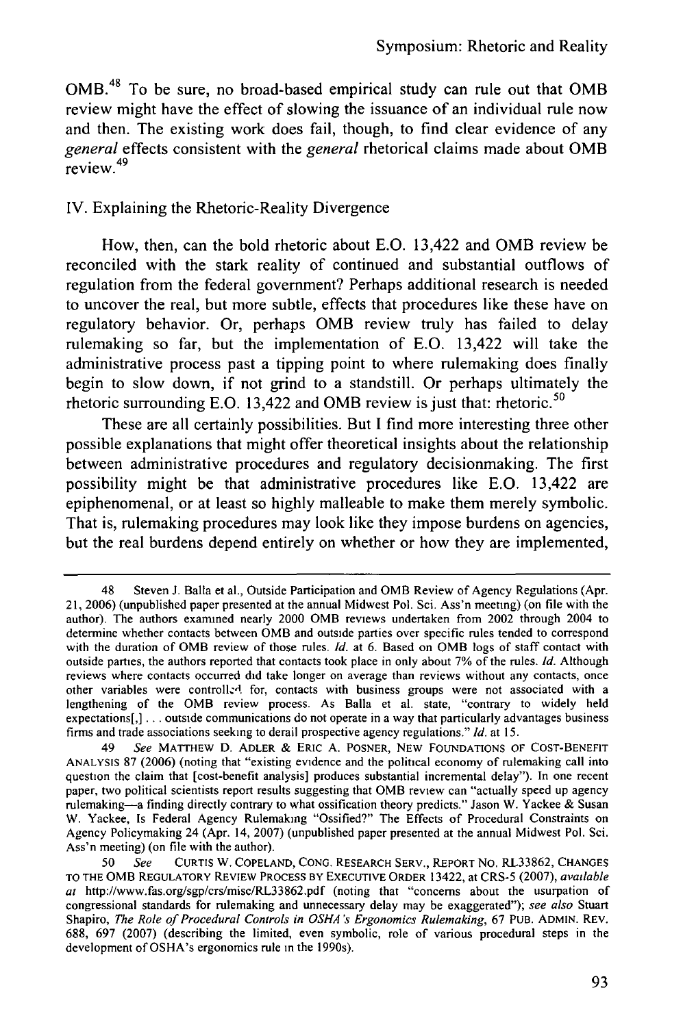OMB.[48] To be sure, no broad-based empirical study can rule out that OMB review might have the effect of slowing the issuance of an individual rule now and then. The existing work does fail, though, to find clear evidence of any *general* effects consistent with the *general* rhetorical claims made about OMB review.[49]

## IV. Explaining the Rhetoric-Reality Divergence

How, then, can the bold rhetoric about E.O. 13,422 and OMB review be reconciled with the stark reality of continued and substantial outflows of regulation from the federal government? Perhaps additional research is needed to uncover the real, but more subtle, effects that procedures like these have on regulatory behavior. Or, perhaps OMB review truly has failed to delay rulemaking so far, but the implementation of E.O. 13,422 will take the administrative process past a tipping point to where rulemaking does finally begin to slow down, if not grind to a standstill. Or perhaps ultimately the rhetoric surrounding E.O. 13,422 and OMB review is just that: rhetoric.[50]

These are all certainly possibilities. But I find more interesting three other possible explanations that might offer theoretical insights about the relationship between administrative procedures and regulatory decisionmaking. The first possibility might be that administrative procedures like E.O. 13,422 are epiphenomenal, or at least so highly malleable to make them merely symbolic. That is, rulemaking procedures may look like they impose burdens on agencies, but the real burdens depend entirely on whether or how they are implemented,

---

48 Steven J. Balla et al., Outside Participation and OMB Review of Agency Regulations (Apr. 21, 2006) (unpublished paper presented at the annual Midwest Pol. Sci. Ass'n meeting) (on file with the author). The authors examined nearly 2000 OMB reviews undertaken from 2002 through 2004 to determine whether contacts between OMB and outside parties over specific rules tended to correspond with the duration of OMB review of those rules. *Id.* at 6. Based on OMB logs of staff contact with outside parties, the authors reported that contacts took place in only about 7% of the rules. *Id.* Although reviews where contacts occurred did take longer on average than reviews without any contacts, once other variables were controlled for, contacts with business groups were not associated with a lengthening of the OMB review process. As Balla et al. state, "contrary to widely held expectations[,] . . . outside communications do not operate in a way that particularly advantages business firms and trade associations seeking to derail prospective agency regulations." *Id.* at 15.

49 *See* MATTHEW D. ADLER & ERIC A. POSNER, NEW FOUNDATIONS OF COST-BENEFIT ANALYSIS 87 (2006) (noting that "existing evidence and the political economy of rulemaking call into question the claim that [cost-benefit analysis] produces substantial incremental delay"). In one recent paper, two political scientists report results suggesting that OMB review can "actually speed up agency rulemaking—a finding directly contrary to what ossification theory predicts." Jason W. Yackee & Susan W. Yackee, Is Federal Agency Rulemaking "Ossified?" The Effects of Procedural Constraints on Agency Policymaking 24 (Apr. 14, 2007) (unpublished paper presented at the annual Midwest Pol. Sci. Ass'n meeting) (on file with the author).

50 *See* CURTIS W. COPELAND, CONG. RESEARCH SERV., REPORT NO. RL33862, CHANGES TO THE OMB REGULATORY REVIEW PROCESS BY EXECUTIVE ORDER 13422, at CRS-5 (2007), *available at* http://www.fas.org/sgp/crs/misc/RL33862.pdf (noting that "concerns about the usurpation of congressional standards for rulemaking and unnecessary delay may be exaggerated"); *see also* Stuart Shapiro, *The Role of Procedural Controls in OSHA's Ergonomics Rulemaking*, 67 PUB. ADMIN. REV. 688, 697 (2007) (describing the limited, even symbolic, role of various procedural steps in the development of OSHA's ergonomics rule in the 1990s).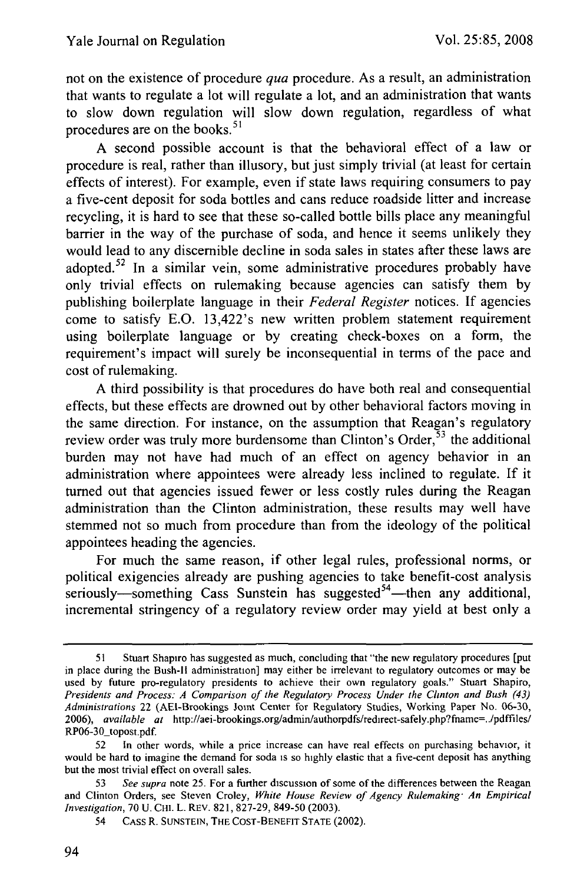not on the existence of procedure *qua* procedure. As a result, an administration that wants to regulate a lot will regulate a lot, and an administration that wants to slow down regulation will slow down regulation, regardless of what procedures are on the books.[51]

A second possible account is that the behavioral effect of a law or procedure is real, rather than illusory, but just simply trivial (at least for certain effects of interest). For example, even if state laws requiring consumers to pay a five-cent deposit for soda bottles and cans reduce roadside litter and increase recycling, it is hard to see that these so-called bottle bills place any meaningful barrier in the way of the purchase of soda, and hence it seems unlikely they would lead to any discernible decline in soda sales in states after these laws are adopted.[52] In a similar vein, some administrative procedures probably have only trivial effects on rulemaking because agencies can satisfy them by publishing boilerplate language in their *Federal Register* notices. If agencies come to satisfy E.O. 13,422's new written problem statement requirement using boilerplate language or by creating check-boxes on a form, the requirement's impact will surely be inconsequential in terms of the pace and cost of rulemaking.

A third possibility is that procedures do have both real and consequential effects, but these effects are drowned out by other behavioral factors moving in the same direction. For instance, on the assumption that Reagan's regulatory review order was truly more burdensome than Clinton's Order,[53] the additional burden may not have had much of an effect on agency behavior in an administration where appointees were already less inclined to regulate. If it turned out that agencies issued fewer or less costly rules during the Reagan administration than the Clinton administration, these results may well have stemmed not so much from procedure than from the ideology of the political appointees heading the agencies.

For much the same reason, if other legal rules, professional norms, or political exigencies already are pushing agencies to take benefit-cost analysis seriously—something Cass Sunstein has suggested[54]—then any additional, incremental stringency of a regulatory review order may yield at best only a

---

51 Stuart Shapiro has suggested as much, concluding that "the new regulatory procedures [put in place during the Bush-II administration] may either be irrelevant to regulatory outcomes or may be used by future pro-regulatory presidents to achieve their own regulatory goals." Stuart Shapiro, *Presidents and Process: A Comparison of the Regulatory Process Under the Clinton and Bush (43) Administrations* 22 (AEI-Brookings Joint Center for Regulatory Studies, Working Paper No. 06-30, 2006), *available at* http://aei-brookings.org/admin/authorpdfs/redirect-safely.php?fname=../pdffiles/RP06-30_topost.pdf.

52 In other words, while a price increase can have real effects on purchasing behavior, it would be hard to imagine the demand for soda is so highly elastic that a five-cent deposit has anything but the most trivial effect on overall sales.

53 *See supra* note 25. For a further discussion of some of the differences between the Reagan and Clinton Orders, see Steven Croley, *White House Review of Agency Rulemaking: An Empirical Investigation*, 70 U. CHI. L. REV. 821, 827-29, 849-50 (2003).

54 CASS R. SUNSTEIN, THE COST-BENEFIT STATE (2002).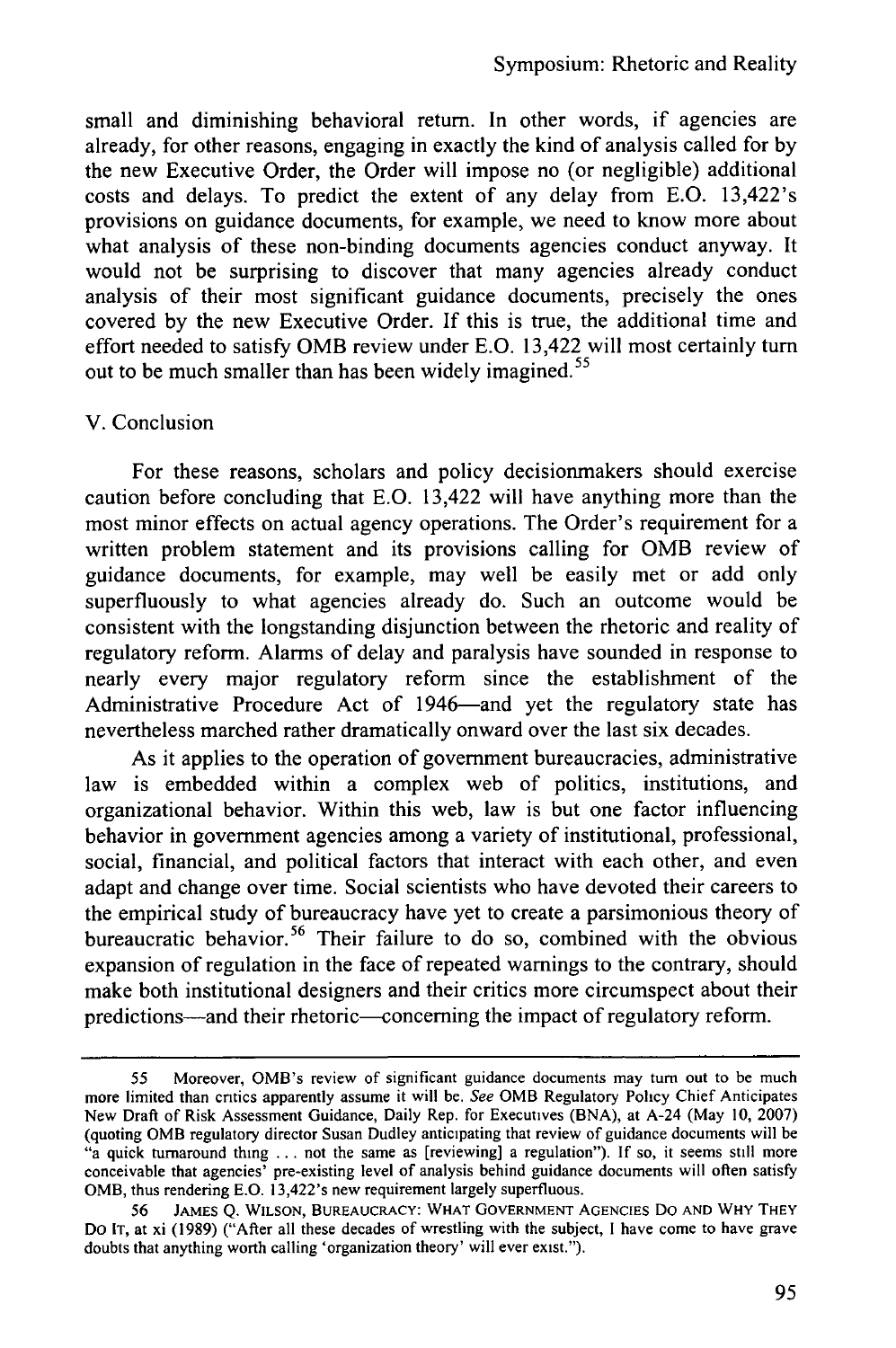small and diminishing behavioral return. In other words, if agencies are already, for other reasons, engaging in exactly the kind of analysis called for by the new Executive Order, the Order will impose no (or negligible) additional costs and delays. To predict the extent of any delay from E.O. 13,422's provisions on guidance documents, for example, we need to know more about what analysis of these non-binding documents agencies conduct anyway. It would not be surprising to discover that many agencies already conduct analysis of their most significant guidance documents, precisely the ones covered by the new Executive Order. If this is true, the additional time and effort needed to satisfy OMB review under E.O. 13,422 will most certainly turn out to be much smaller than has been widely imagined.[55]

## V. Conclusion

For these reasons, scholars and policy decisionmakers should exercise caution before concluding that E.O. 13,422 will have anything more than the most minor effects on actual agency operations. The Order's requirement for a written problem statement and its provisions calling for OMB review of guidance documents, for example, may well be easily met or add only superfluously to what agencies already do. Such an outcome would be consistent with the longstanding disjunction between the rhetoric and reality of regulatory reform. Alarms of delay and paralysis have sounded in response to nearly every major regulatory reform since the establishment of the Administrative Procedure Act of 1946—and yet the regulatory state has nevertheless marched rather dramatically onward over the last six decades.

As it applies to the operation of government bureaucracies, administrative law is embedded within a complex web of politics, institutions, and organizational behavior. Within this web, law is but one factor influencing behavior in government agencies among a variety of institutional, professional, social, financial, and political factors that interact with each other, and even adapt and change over time. Social scientists who have devoted their careers to the empirical study of bureaucracy have yet to create a parsimonious theory of bureaucratic behavior.[56] Their failure to do so, combined with the obvious expansion of regulation in the face of repeated warnings to the contrary, should make both institutional designers and their critics more circumspect about their predictions—and their rhetoric—concerning the impact of regulatory reform.

---

55 Moreover, OMB's review of significant guidance documents may turn out to be much more limited than critics apparently assume it will be. *See* OMB Regulatory Policy Chief Anticipates New Draft of Risk Assessment Guidance, Daily Rep. for Executives (BNA), at A-24 (May 10, 2007) (quoting OMB regulatory director Susan Dudley anticipating that review of guidance documents will be "a quick turnaround thing . . . not the same as [reviewing] a regulation"). If so, it seems still more conceivable that agencies' pre-existing level of analysis behind guidance documents will often satisfy OMB, thus rendering E.O. 13,422's new requirement largely superfluous.

56 JAMES Q. WILSON, BUREAUCRACY: WHAT GOVERNMENT AGENCIES DO AND WHY THEY DO IT, at xi (1989) ("After all these decades of wrestling with the subject, I have come to have grave doubts that anything worth calling 'organization theory' will ever exist.").